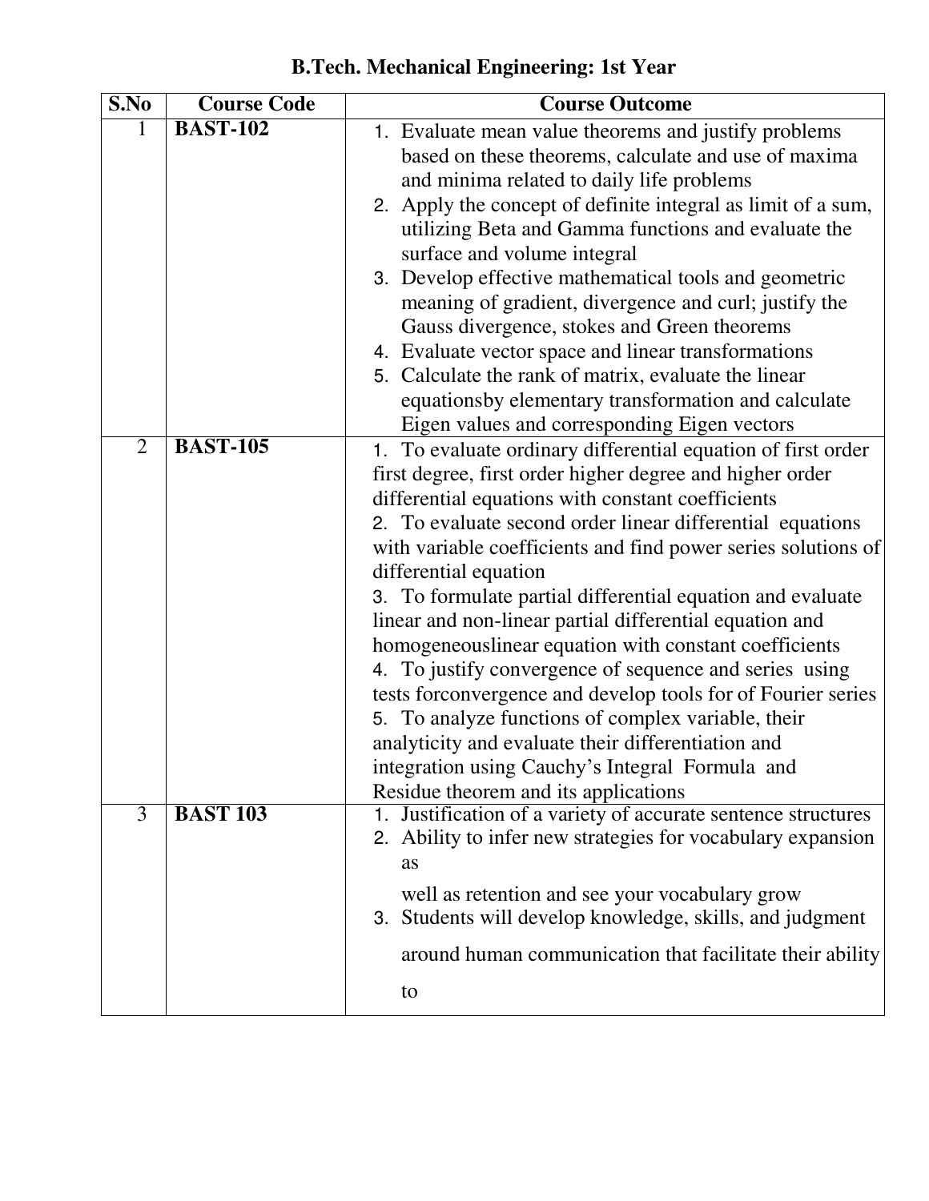# B.Tech. Mechanical Engineering: 1st Year

| S.No | Course Code | Course Outcome |
|---|---|---|
| 1 | **BAST-102** | 1. Evaluate mean value theorems and justify problems based on these theorems, calculate and use of maxima and minima related to daily life problems<br>2. Apply the concept of definite integral as limit of a sum, utilizing Beta and Gamma functions and evaluate the surface and volume integral<br>3. Develop effective mathematical tools and geometric meaning of gradient, divergence and curl; justify the Gauss divergence, stokes and Green theorems<br>4. Evaluate vector space and linear transformations<br>5. Calculate the rank of matrix, evaluate the linear equationsby elementary transformation and calculate Eigen values and corresponding Eigen vectors |
| 2 | **BAST-105** | 1. To evaluate ordinary differential equation of first order first degree, first order higher degree and higher order differential equations with constant coefficients<br>2. To evaluate second order linear differential equations with variable coefficients and find power series solutions of differential equation<br>3. To formulate partial differential equation and evaluate linear and non-linear partial differential equation and homogeneouslinear equation with constant coefficients<br>4. To justify convergence of sequence and series using tests forconvergence and develop tools for of Fourier series<br>5. To analyze functions of complex variable, their analyticity and evaluate their differentiation and integration using Cauchy's Integral Formula and Residue theorem and its applications |
| 3 | **BAST 103** | 1. Justification of a variety of accurate sentence structures<br>2. Ability to infer new strategies for vocabulary expansion as<br>well as retention and see your vocabulary grow<br>3. Students will develop knowledge, skills, and judgment<br>around human communication that facilitate their ability<br>to |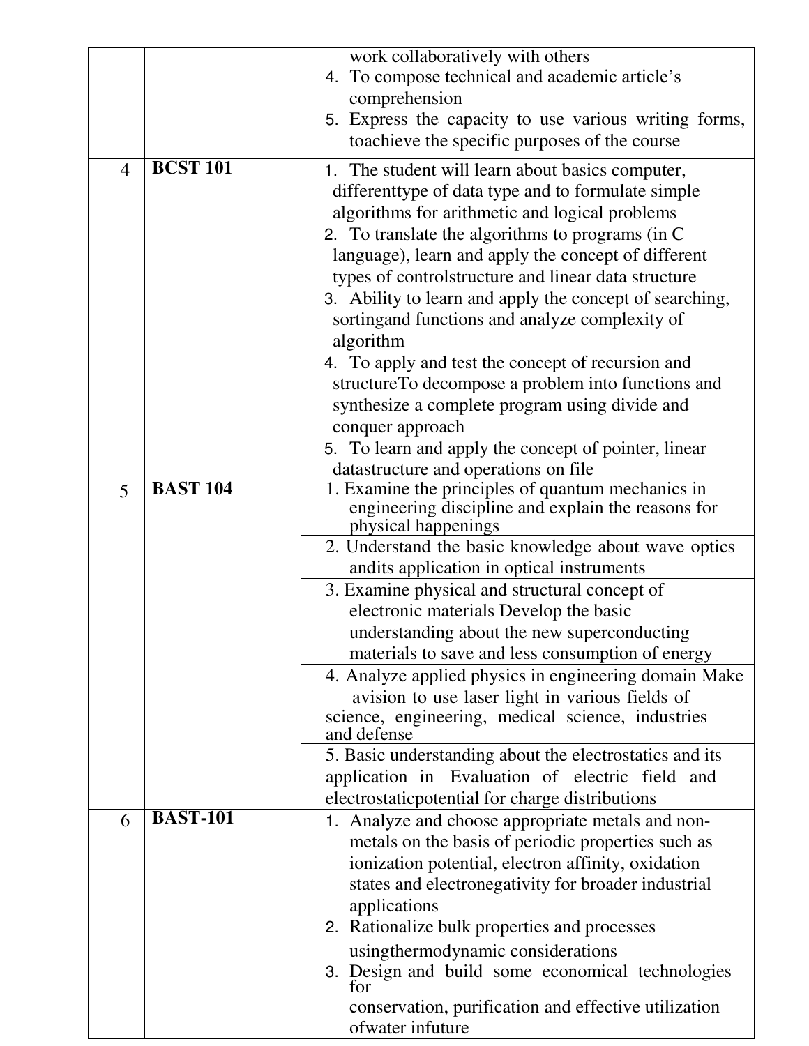| | | |
|---|---|---|
| | | work collaboratively with others<br>4. To compose technical and academic article's comprehension<br>5. Express the capacity to use various writing forms, toachieve the specific purposes of the course |
| 4 | **BCST 101** | 1. The student will learn about basics computer, differenttype of data type and to formulate simple algorithms for arithmetic and logical problems<br>2. To translate the algorithms to programs (in C language), learn and apply the concept of different types of controlstructure and linear data structure<br>3. Ability to learn and apply the concept of searching, sortingand functions and analyze complexity of algorithm<br>4. To apply and test the concept of recursion and structureTo decompose a problem into functions and synthesize a complete program using divide and conquer approach<br>5. To learn and apply the concept of pointer, linear datastructure and operations on file |
| 5 | **BAST 104** | 1. Examine the principles of quantum mechanics in engineering discipline and explain the reasons for physical happenings |
| | | 2. Understand the basic knowledge about wave optics andits application in optical instruments |
| | | 3. Examine physical and structural concept of electronic materials Develop the basic understanding about the new superconducting materials to save and less consumption of energy |
| | | 4. Analyze applied physics in engineering domain Make avision to use laser light in various fields of science, engineering, medical science, industries and defense |
| | | 5. Basic understanding about the electrostatics and its application in Evaluation of electric field and electrostaticpotential for charge distributions |
| 6 | **BAST-101** | 1. Analyze and choose appropriate metals and non-metals on the basis of periodic properties such as ionization potential, electron affinity, oxidation states and electronegativity for broader industrial applications<br>2. Rationalize bulk properties and processes usingthermodynamic considerations<br>3. Design and build some economical technologies for conservation, purification and effective utilization ofwater infuture |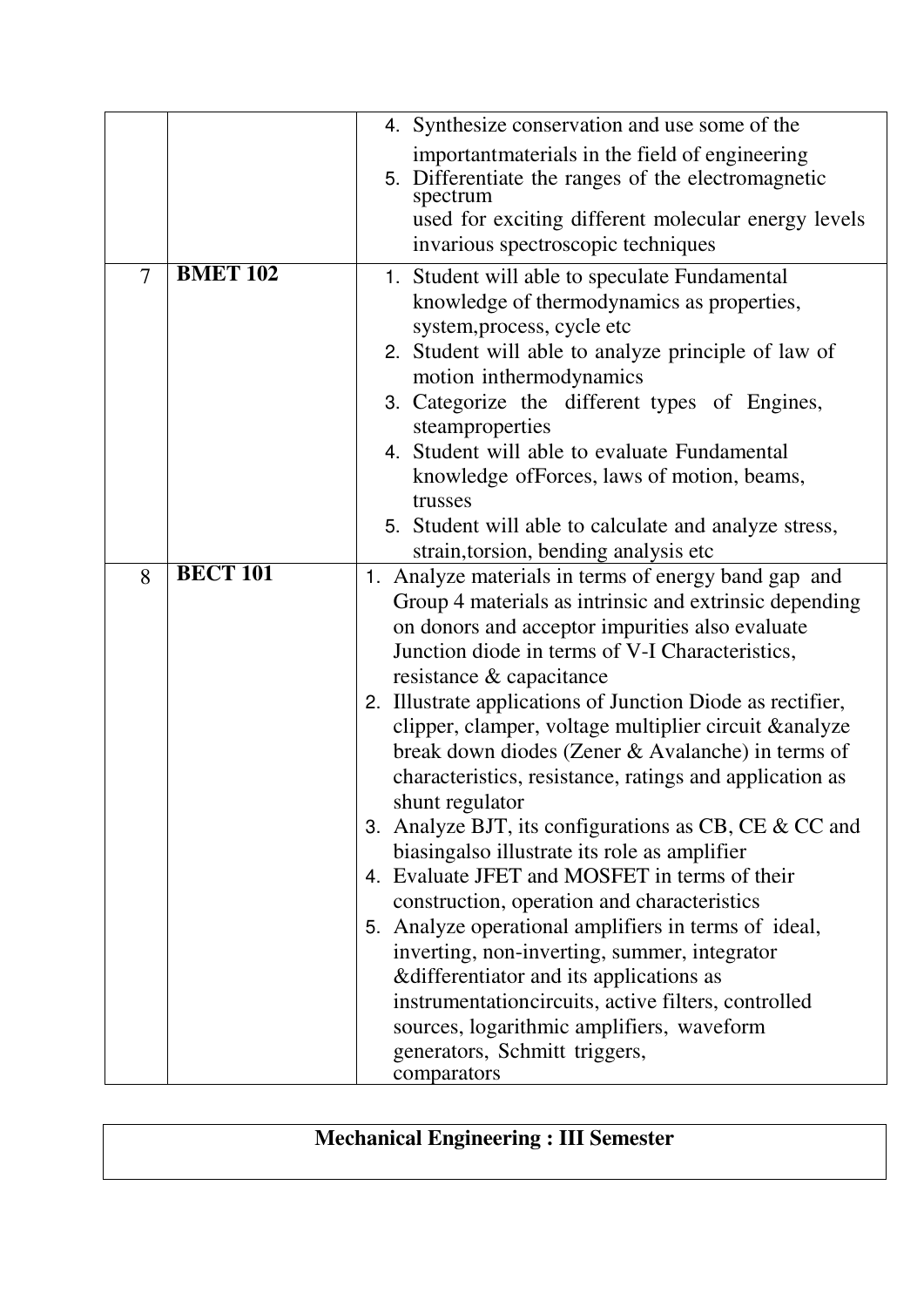|  |  |  |
|---|---|---|
|  |  | 4. Synthesize conservation and use some of the importantmaterials in the field of engineering<br>5. Differentiate the ranges of the electromagnetic spectrum used for exciting different molecular energy levels invarious spectroscopic techniques |
| 7 | **BMET 102** | 1. Student will able to speculate Fundamental knowledge of thermodynamics as properties, system,process, cycle etc<br>2. Student will able to analyze principle of law of motion inthermodynamics<br>3. Categorize the different types of Engines, steamproperties<br>4. Student will able to evaluate Fundamental knowledge ofForces, laws of motion, beams, trusses<br>5. Student will able to calculate and analyze stress, strain,torsion, bending analysis etc |
| 8 | **BECT 101** | 1. Analyze materials in terms of energy band gap and Group 4 materials as intrinsic and extrinsic depending on donors and acceptor impurities also evaluate Junction diode in terms of V-I Characteristics, resistance & capacitance<br>2. Illustrate applications of Junction Diode as rectifier, clipper, clamper, voltage multiplier circuit &analyze break down diodes (Zener & Avalanche) in terms of characteristics, resistance, ratings and application as shunt regulator<br>3. Analyze BJT, its configurations as CB, CE & CC and biasingalso illustrate its role as amplifier<br>4. Evaluate JFET and MOSFET in terms of their construction, operation and characteristics<br>5. Analyze operational amplifiers in terms of ideal, inverting, non-inverting, summer, integrator &differentiator and its applications as instrumentationcircuits, active filters, controlled sources, logarithmic amplifiers, waveform generators, Schmitt triggers, comparators |

**Mechanical Engineering : III Semester**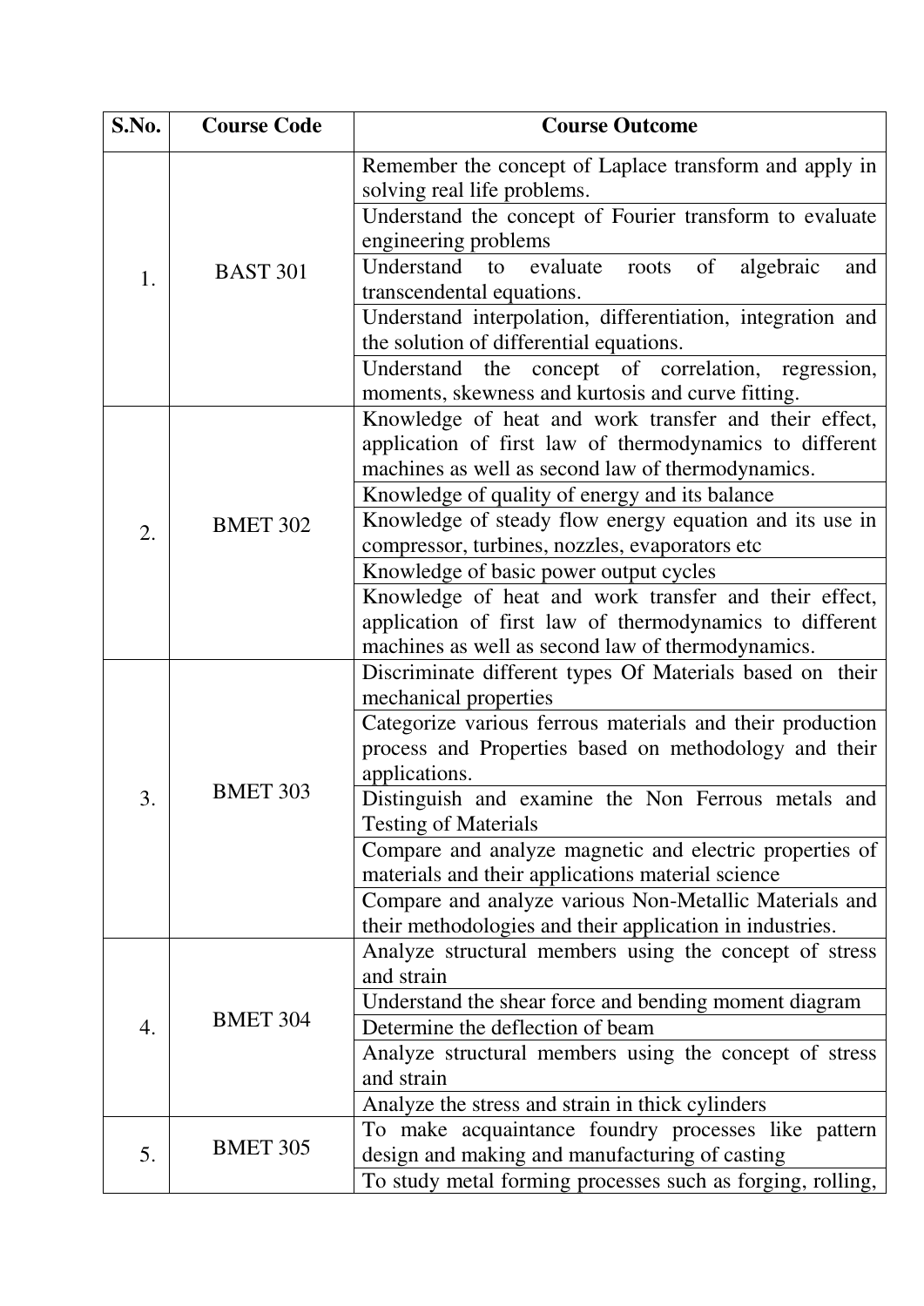| S.No. | Course Code | Course Outcome |
| --- | --- | --- |
| 1. | BAST 301 | Remember the concept of Laplace transform and apply in solving real life problems. |
| | | Understand the concept of Fourier transform to evaluate engineering problems |
| | | Understand to evaluate roots of algebraic and transcendental equations. |
| | | Understand interpolation, differentiation, integration and the solution of differential equations. |
| | | Understand the concept of correlation, regression, moments, skewness and kurtosis and curve fitting. |
| 2. | BMET 302 | Knowledge of heat and work transfer and their effect, application of first law of thermodynamics to different machines as well as second law of thermodynamics. |
| | | Knowledge of quality of energy and its balance |
| | | Knowledge of steady flow energy equation and its use in compressor, turbines, nozzles, evaporators etc |
| | | Knowledge of basic power output cycles |
| | | Knowledge of heat and work transfer and their effect, application of first law of thermodynamics to different machines as well as second law of thermodynamics. |
| 3. | BMET 303 | Discriminate different types Of Materials based on their mechanical properties |
| | | Categorize various ferrous materials and their production process and Properties based on methodology and their applications. |
| | | Distinguish and examine the Non Ferrous metals and Testing of Materials |
| | | Compare and analyze magnetic and electric properties of materials and their applications material science |
| | | Compare and analyze various Non-Metallic Materials and their methodologies and their application in industries. |
| 4. | BMET 304 | Analyze structural members using the concept of stress and strain |
| | | Understand the shear force and bending moment diagram |
| | | Determine the deflection of beam |
| | | Analyze structural members using the concept of stress and strain |
| | | Analyze the stress and strain in thick cylinders |
| 5. | BMET 305 | To make acquaintance foundry processes like pattern design and making and manufacturing of casting |
| | | To study metal forming processes such as forging, rolling, |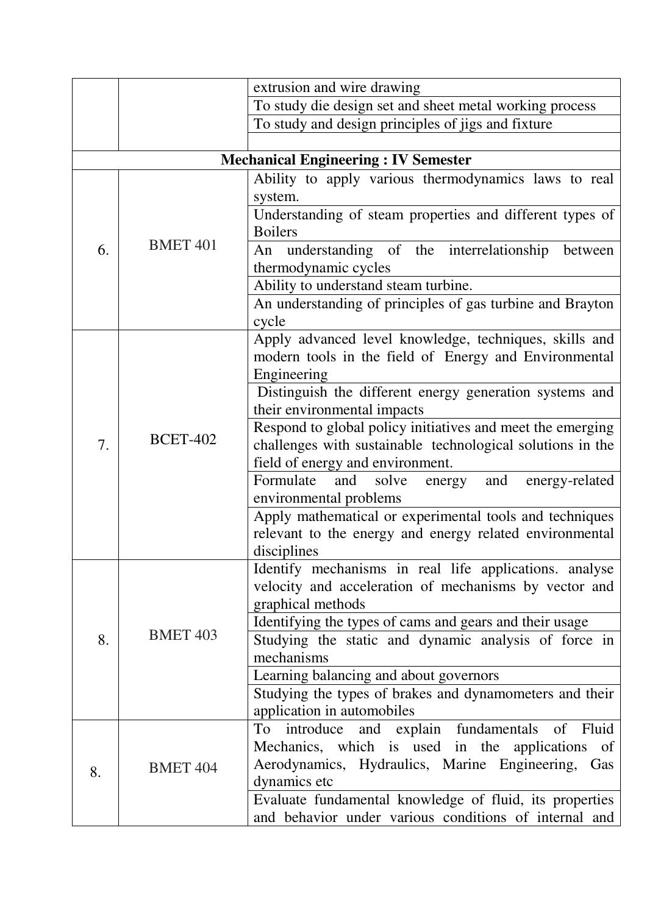|  |  |  |
|---|---|---|
|  |  | extrusion and wire drawing |
|  |  | To study die design set and sheet metal working process |
|  |  | To study and design principles of jigs and fixture |
|  |  |  |
| **Mechanical Engineering : IV Semester** | | |
| 6. | BMET 401 | Ability to apply various thermodynamics laws to real system. |
|  |  | Understanding of steam properties and different types of Boilers |
|  |  | An understanding of the interrelationship between thermodynamic cycles |
|  |  | Ability to understand steam turbine. |
|  |  | An understanding of principles of gas turbine and Brayton cycle |
| 7. | BCET-402 | Apply advanced level knowledge, techniques, skills and modern tools in the field of Energy and Environmental Engineering |
|  |  | Distinguish the different energy generation systems and their environmental impacts |
|  |  | Respond to global policy initiatives and meet the emerging challenges with sustainable technological solutions in the field of energy and environment. |
|  |  | Formulate and solve energy and energy-related environmental problems |
|  |  | Apply mathematical or experimental tools and techniques relevant to the energy and energy related environmental disciplines |
| 8. | BMET 403 | Identify mechanisms in real life applications. analyse velocity and acceleration of mechanisms by vector and graphical methods |
|  |  | Identifying the types of cams and gears and their usage |
|  |  | Studying the static and dynamic analysis of force in mechanisms |
|  |  | Learning balancing and about governors |
|  |  | Studying the types of brakes and dynamometers and their application in automobiles |
| 8. | BMET 404 | To introduce and explain fundamentals of Fluid Mechanics, which is used in the applications of Aerodynamics, Hydraulics, Marine Engineering, Gas dynamics etc |
|  |  | Evaluate fundamental knowledge of fluid, its properties and behavior under various conditions of internal and |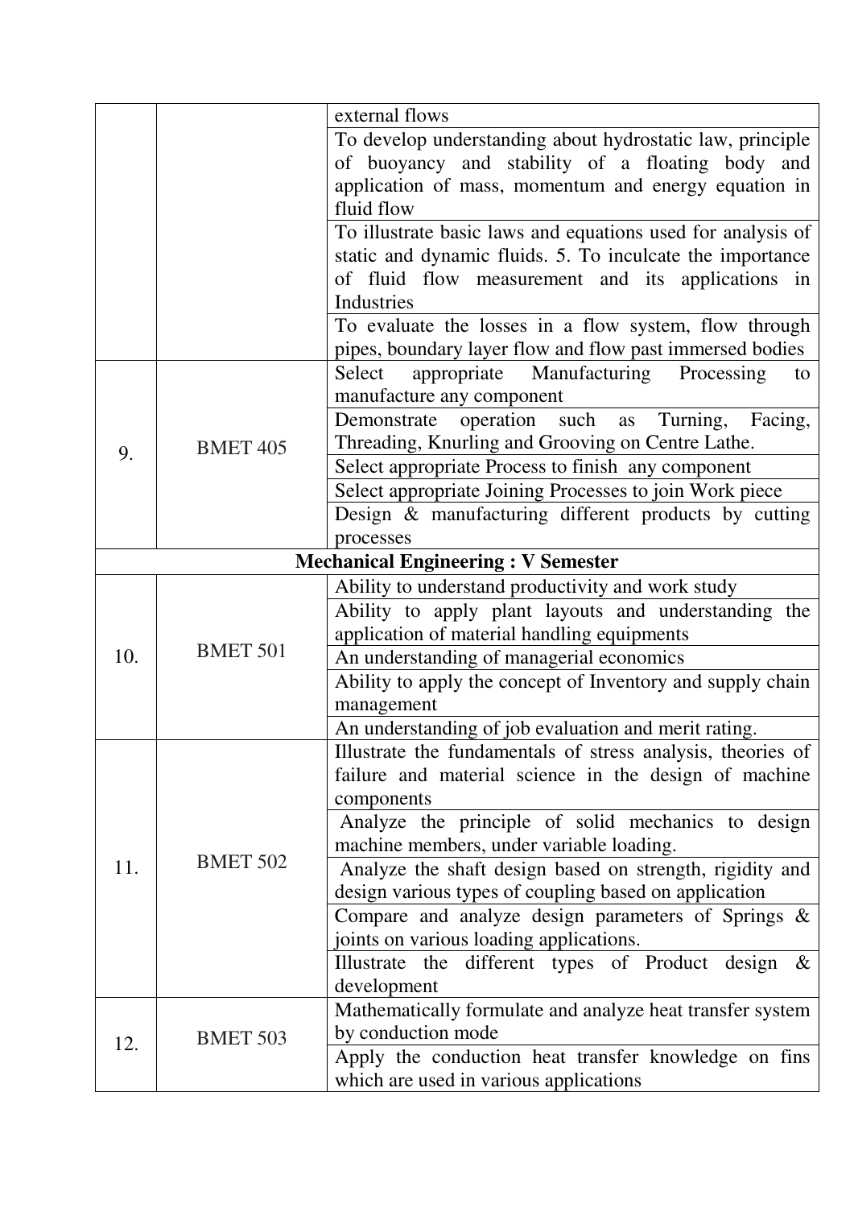|  |  |  |
|---|---|---|
|  |  | external flows |
|  |  | To develop understanding about hydrostatic law, principle of buoyancy and stability of a floating body and application of mass, momentum and energy equation in fluid flow |
|  |  | To illustrate basic laws and equations used for analysis of static and dynamic fluids. 5. To inculcate the importance of fluid flow measurement and its applications in Industries |
|  |  | To evaluate the losses in a flow system, flow through pipes, boundary layer flow and flow past immersed bodies |
| 9. | BMET 405 | Select appropriate Manufacturing Processing to manufacture any component |
|  |  | Demonstrate operation such as Turning, Facing, Threading, Knurling and Grooving on Centre Lathe. |
|  |  | Select appropriate Process to finish any component |
|  |  | Select appropriate Joining Processes to join Work piece |
|  |  | Design & manufacturing different products by cutting processes |
| **Mechanical Engineering : V Semester** |  |  |
| 10. | BMET 501 | Ability to understand productivity and work study |
|  |  | Ability to apply plant layouts and understanding the application of material handling equipments |
|  |  | An understanding of managerial economics |
|  |  | Ability to apply the concept of Inventory and supply chain management |
|  |  | An understanding of job evaluation and merit rating. |
| 11. | BMET 502 | Illustrate the fundamentals of stress analysis, theories of failure and material science in the design of machine components |
|  |  | Analyze the principle of solid mechanics to design machine members, under variable loading. |
|  |  | Analyze the shaft design based on strength, rigidity and design various types of coupling based on application |
|  |  | Compare and analyze design parameters of Springs & joints on various loading applications. |
|  |  | Illustrate the different types of Product design & development |
| 12. | BMET 503 | Mathematically formulate and analyze heat transfer system by conduction mode |
|  |  | Apply the conduction heat transfer knowledge on fins which are used in various applications |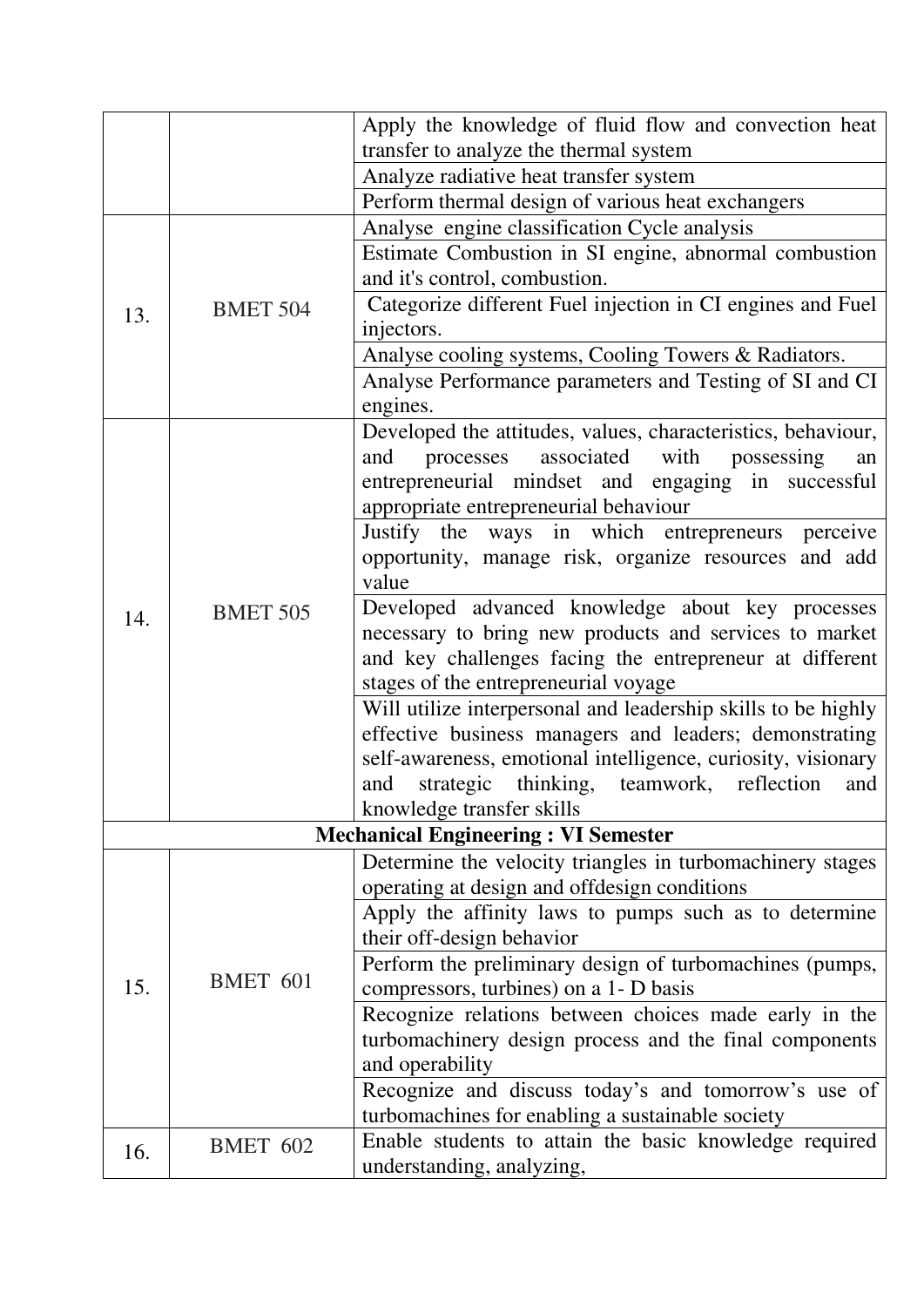| | | |
|---|---|---|
| | | Apply the knowledge of fluid flow and convection heat transfer to analyze the thermal system |
| | | Analyze radiative heat transfer system |
| | | Perform thermal design of various heat exchangers |
| 13. | BMET 504 | Analyse engine classification Cycle analysis |
| | | Estimate Combustion in SI engine, abnormal combustion and it's control, combustion. |
| | | Categorize different Fuel injection in CI engines and Fuel injectors. |
| | | Analyse cooling systems, Cooling Towers & Radiators. |
| | | Analyse Performance parameters and Testing of SI and CI engines. |
| 14. | BMET 505 | Developed the attitudes, values, characteristics, behaviour, and processes associated with possessing an entrepreneurial mindset and engaging in successful appropriate entrepreneurial behaviour |
| | | Justify the ways in which entrepreneurs perceive opportunity, manage risk, organize resources and add value |
| | | Developed advanced knowledge about key processes necessary to bring new products and services to market and key challenges facing the entrepreneur at different stages of the entrepreneurial voyage |
| | | Will utilize interpersonal and leadership skills to be highly effective business managers and leaders; demonstrating self-awareness, emotional intelligence, curiosity, visionary and strategic thinking, teamwork, reflection and knowledge transfer skills |
| **Mechanical Engineering : VI Semester** | | |
| 15. | BMET 601 | Determine the velocity triangles in turbomachinery stages operating at design and offdesign conditions |
| | | Apply the affinity laws to pumps such as to determine their off-design behavior |
| | | Perform the preliminary design of turbomachines (pumps, compressors, turbines) on a 1- D basis |
| | | Recognize relations between choices made early in the turbomachinery design process and the final components and operability |
| | | Recognize and discuss today's and tomorrow's use of turbomachines for enabling a sustainable society |
| 16. | BMET 602 | Enable students to attain the basic knowledge required understanding, analyzing, |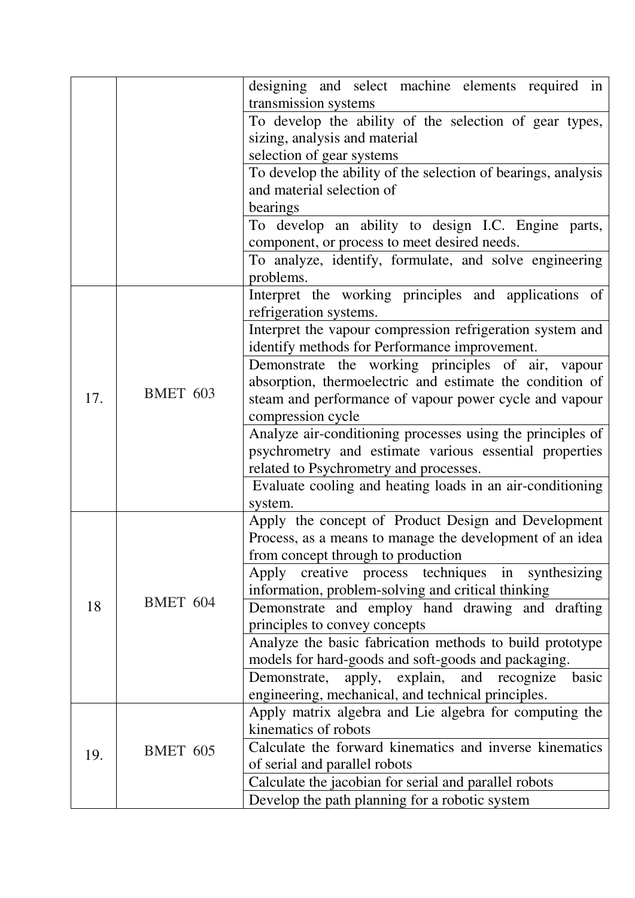|  |  |  |
|---|---|---|
|  |  | designing and select machine elements required in transmission systems |
|  |  | To develop the ability of the selection of gear types, sizing, analysis and material selection of gear systems |
|  |  | To develop the ability of the selection of bearings, analysis and material selection of bearings |
|  |  | To develop an ability to design I.C. Engine parts, component, or process to meet desired needs. |
|  |  | To analyze, identify, formulate, and solve engineering problems. |
| 17. | BMET 603 | Interpret the working principles and applications of refrigeration systems. |
|  |  | Interpret the vapour compression refrigeration system and identify methods for Performance improvement. |
|  |  | Demonstrate the working principles of air, vapour absorption, thermoelectric and estimate the condition of steam and performance of vapour power cycle and vapour compression cycle |
|  |  | Analyze air-conditioning processes using the principles of psychrometry and estimate various essential properties related to Psychrometry and processes. |
|  |  | Evaluate cooling and heating loads in an air-conditioning system. |
| 18 | BMET 604 | Apply the concept of Product Design and Development Process, as a means to manage the development of an idea from concept through to production |
|  |  | Apply creative process techniques in synthesizing information, problem-solving and critical thinking |
|  |  | Demonstrate and employ hand drawing and drafting principles to convey concepts |
|  |  | Analyze the basic fabrication methods to build prototype models for hard-goods and soft-goods and packaging. |
|  |  | Demonstrate, apply, explain, and recognize basic engineering, mechanical, and technical principles. |
| 19. | BMET 605 | Apply matrix algebra and Lie algebra for computing the kinematics of robots |
|  |  | Calculate the forward kinematics and inverse kinematics of serial and parallel robots |
|  |  | Calculate the jacobian for serial and parallel robots |
|  |  | Develop the path planning for a robotic system |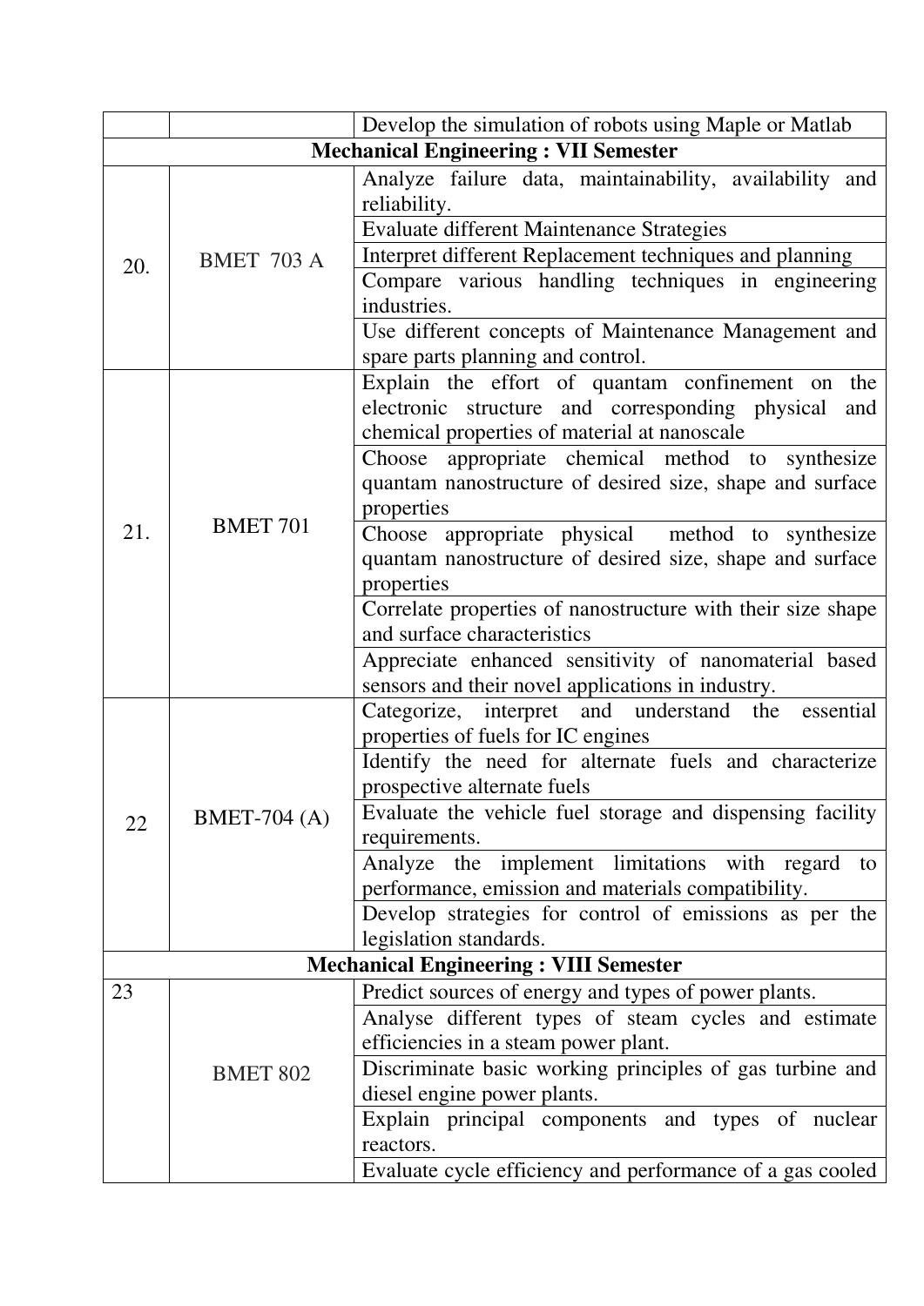| | | Develop the simulation of robots using Maple or Matlab |
|---|---|---|
| **Mechanical Engineering : VII Semester** | | |
| 20. | BMET 703 A | Analyze failure data, maintainability, availability and reliability. |
| | | Evaluate different Maintenance Strategies |
| | | Interpret different Replacement techniques and planning |
| | | Compare various handling techniques in engineering industries. |
| | | Use different concepts of Maintenance Management and spare parts planning and control. |
| 21. | BMET 701 | Explain the effort of quantam confinement on the electronic structure and corresponding physical and chemical properties of material at nanoscale |
| | | Choose appropriate chemical method to synthesize quantam nanostructure of desired size, shape and surface properties |
| | | Choose appropriate physical method to synthesize quantam nanostructure of desired size, shape and surface properties |
| | | Correlate properties of nanostructure with their size shape and surface characteristics |
| | | Appreciate enhanced sensitivity of nanomaterial based sensors and their novel applications in industry. |
| 22 | BMET-704 (A) | Categorize, interpret and understand the essential properties of fuels for IC engines |
| | | Identify the need for alternate fuels and characterize prospective alternate fuels |
| | | Evaluate the vehicle fuel storage and dispensing facility requirements. |
| | | Analyze the implement limitations with regard to performance, emission and materials compatibility. |
| | | Develop strategies for control of emissions as per the legislation standards. |
| **Mechanical Engineering : VIII Semester** | | |
| 23 | BMET 802 | Predict sources of energy and types of power plants. |
| | | Analyse different types of steam cycles and estimate efficiencies in a steam power plant. |
| | | Discriminate basic working principles of gas turbine and diesel engine power plants. |
| | | Explain principal components and types of nuclear reactors. |
| | | Evaluate cycle efficiency and performance of a gas cooled |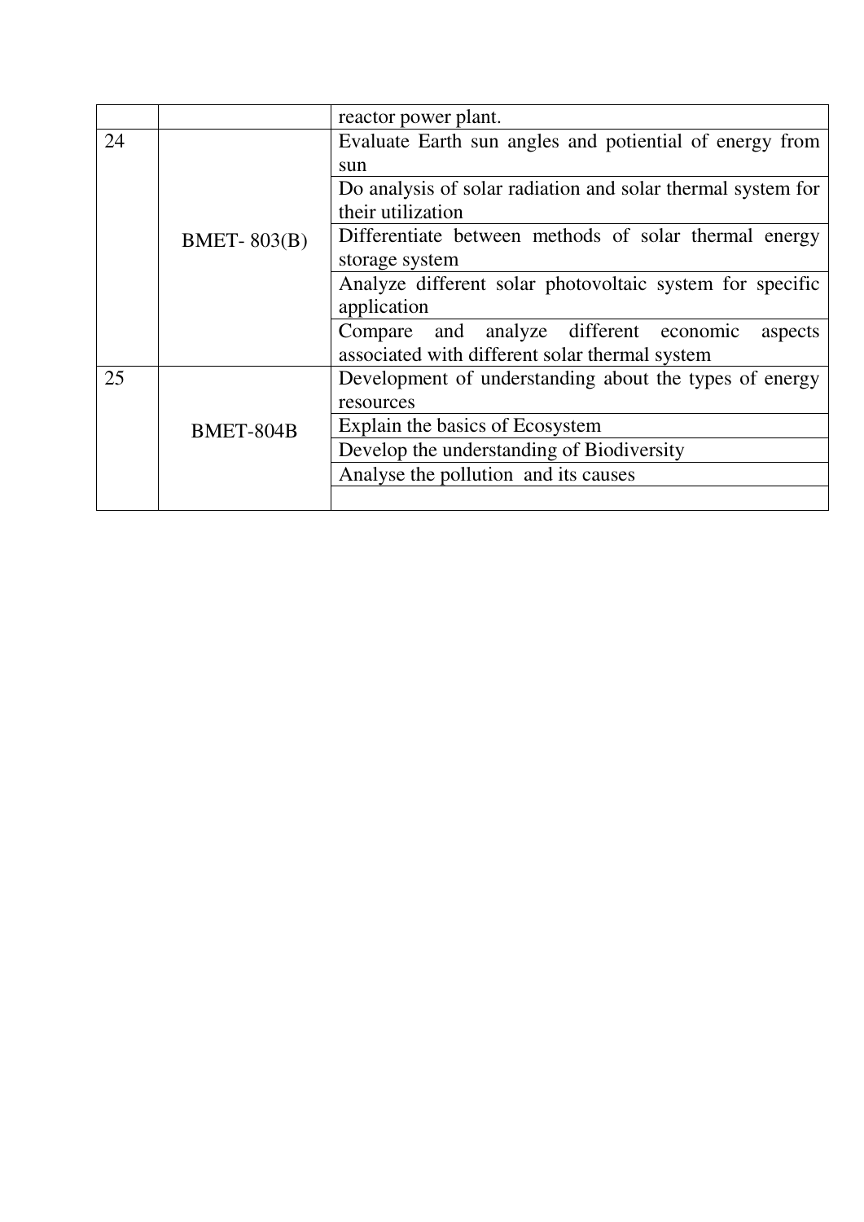| | | |
|---|---|---|
| | | reactor power plant. |
| 24 | BMET- 803(B) | Evaluate Earth sun angles and potiential of energy from sun |
| | | Do analysis of solar radiation and solar thermal system for their utilization |
| | | Differentiate between methods of solar thermal energy storage system |
| | | Analyze different solar photovoltaic system for specific application |
| | | Compare and analyze different economic aspects associated with different solar thermal system |
| 25 | BMET-804B | Development of understanding about the types of energy resources |
| | | Explain the basics of Ecosystem |
| | | Develop the understanding of Biodiversity |
| | | Analyse the pollution and its causes |
| | | |